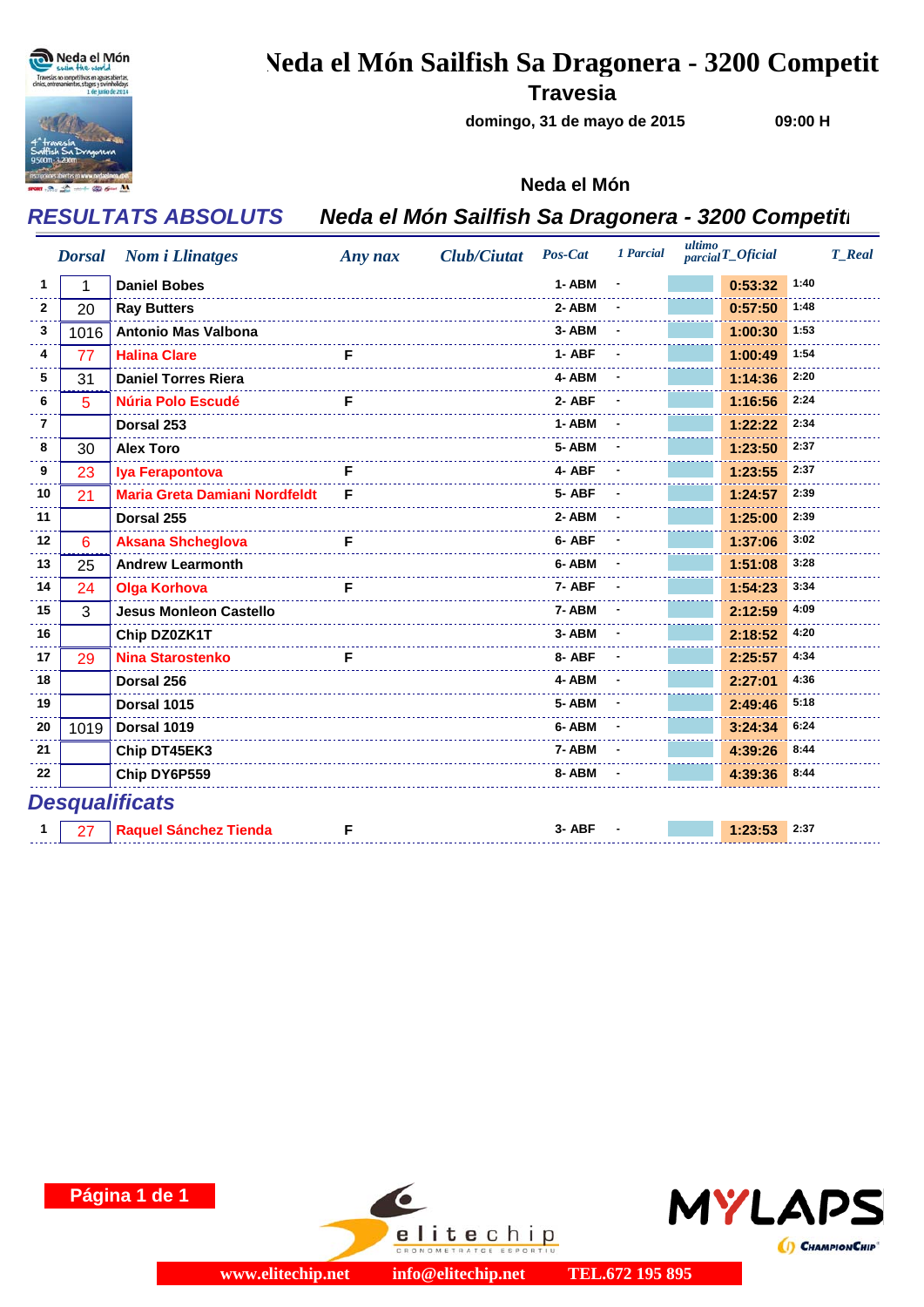# Neda el Món Sailfish Sa Dragonera - 3200 Competit

## Travesia

domingo, 31 de mayo de 2015 09:00 H

Neda el Món

## RESULTATS ABSOLUTS Neda el Món Sailfish Sa Dragonera - 3200 Competiti

| | Dorsal | Nom i Llinatges | Any nax | Club/Ciutat | Pos-Cat | 1 Parcial | ultimo parcial | T_Oficial | T_Real |
|---|---|---|---|---|---|---|---|---|---|
| 1 | 1 | Daniel Bobes | | | 1- ABM | - | | 0:53:32 | 1:40 |
| 2 | 20 | Ray Butters | | | 2- ABM | - | | 0:57:50 | 1:48 |
| 3 | 1016 | Antonio Mas Valbona | | | 3- ABM | - | | 1:00:30 | 1:53 |
| 4 | 77 | Halina Clare | F | | 1- ABF | - | | 1:00:49 | 1:54 |
| 5 | 31 | Daniel Torres Riera | | | 4- ABM | - | | 1:14:36 | 2:20 |
| 6 | 5 | Núria Polo Escudé | F | | 2- ABF | - | | 1:16:56 | 2:24 |
| 7 | | Dorsal 253 | | | 1- ABM | - | | 1:22:22 | 2:34 |
| 8 | 30 | Alex Toro | | | 5- ABM | - | | 1:23:50 | 2:37 |
| 9 | 23 | Iya Ferapontova | F | | 4- ABF | - | | 1:23:55 | 2:37 |
| 10 | 21 | Maria Greta Damiani Nordfeldt | F | | 5- ABF | - | | 1:24:57 | 2:39 |
| 11 | | Dorsal 255 | | | 2- ABM | - | | 1:25:00 | 2:39 |
| 12 | 6 | Aksana Shcheglova | F | | 6- ABF | - | | 1:37:06 | 3:02 |
| 13 | 25 | Andrew Learmonth | | | 6- ABM | - | | 1:51:08 | 3:28 |
| 14 | 24 | Olga Korhova | F | | 7- ABF | - | | 1:54:23 | 3:34 |
| 15 | 3 | Jesus Monleon Castello | | | 7- ABM | - | | 2:12:59 | 4:09 |
| 16 | | Chip DZ0ZK1T | | | 3- ABM | - | | 2:18:52 | 4:20 |
| 17 | 29 | Nina Starostenko | F | | 8- ABF | - | | 2:25:57 | 4:34 |
| 18 | | Dorsal 256 | | | 4- ABM | - | | 2:27:01 | 4:36 |
| 19 | | Dorsal 1015 | | | 5- ABM | - | | 2:49:46 | 5:18 |
| 20 | 1019 | Dorsal 1019 | | | 6- ABM | - | | 3:24:34 | 6:24 |
| 21 | | Chip DT45EK3 | | | 7- ABM | - | | 4:39:26 | 8:44 |
| 22 | | Chip DY6P559 | | | 8- ABM | - | | 4:39:36 | 8:44 |

## Desqualificats

| | Dorsal | Nom i Llinatges | Any nax | Club/Ciutat | Pos-Cat | 1 Parcial | ultimo parcial | T_Oficial | T_Real |
|---|---|---|---|---|---|---|---|---|---|
| 1 | 27 | Raquel Sánchez Tienda | F | | 3- ABF | - | | 1:23:53 | 2:37 |

www.elitechip.net info@elitechip.net TEL.672 195 895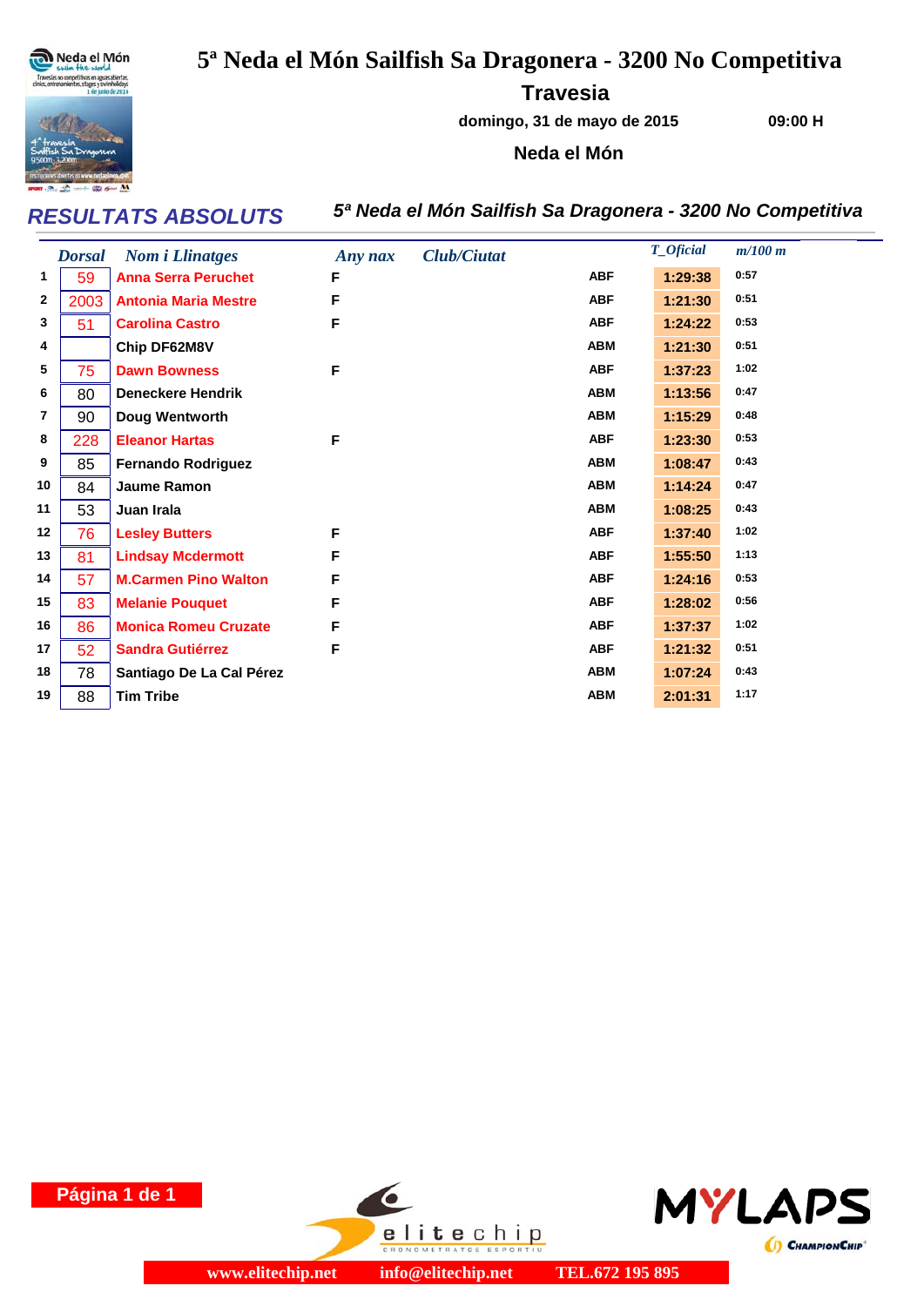# 5ª Neda el Món Sailfish Sa Dragonera - 3200 No Competitiva

**Travesia**

**domingo, 31 de mayo de 2015** **09:00 H**

**Neda el Món**

## *RESULTATS ABSOLUTS*

***5ª Neda el Món Sailfish Sa Dragonera - 3200 No Competitiva***

| | Dorsal | Nom i Llinatges | Any nax | Club/Ciutat | | T_Oficial | m/100 m |
|---|---|---|---|---|---|---|---|
| 1 | 59 | Anna Serra Peruchet | F | | ABF | 1:29:38 | 0:57 |
| 2 | 2003 | Antonia Maria Mestre | F | | ABF | 1:21:30 | 0:51 |
| 3 | 51 | Carolina Castro | F | | ABF | 1:24:22 | 0:53 |
| 4 | | Chip DF62M8V | | | ABM | 1:21:30 | 0:51 |
| 5 | 75 | Dawn Bowness | F | | ABF | 1:37:23 | 1:02 |
| 6 | 80 | Deneckere Hendrik | | | ABM | 1:13:56 | 0:47 |
| 7 | 90 | Doug Wentworth | | | ABM | 1:15:29 | 0:48 |
| 8 | 228 | Eleanor Hartas | F | | ABF | 1:23:30 | 0:53 |
| 9 | 85 | Fernando Rodriguez | | | ABM | 1:08:47 | 0:43 |
| 10 | 84 | Jaume Ramon | | | ABM | 1:14:24 | 0:47 |
| 11 | 53 | Juan Irala | | | ABM | 1:08:25 | 0:43 |
| 12 | 76 | Lesley Butters | F | | ABF | 1:37:40 | 1:02 |
| 13 | 81 | Lindsay Mcdermott | F | | ABF | 1:55:50 | 1:13 |
| 14 | 57 | M.Carmen Pino Walton | F | | ABF | 1:24:16 | 0:53 |
| 15 | 83 | Melanie Pouquet | F | | ABF | 1:28:02 | 0:56 |
| 16 | 86 | Monica Romeu Cruzate | F | | ABF | 1:37:37 | 1:02 |
| 17 | 52 | Sandra Gutiérrez | F | | ABF | 1:21:32 | 0:51 |
| 18 | 78 | Santiago De La Cal Pérez | | | ABM | 1:07:24 | 0:43 |
| 19 | 88 | Tim Tribe | | | ABM | 2:01:31 | 1:17 |

www.elitechip.net info@elitechip.net TEL.672 195 895